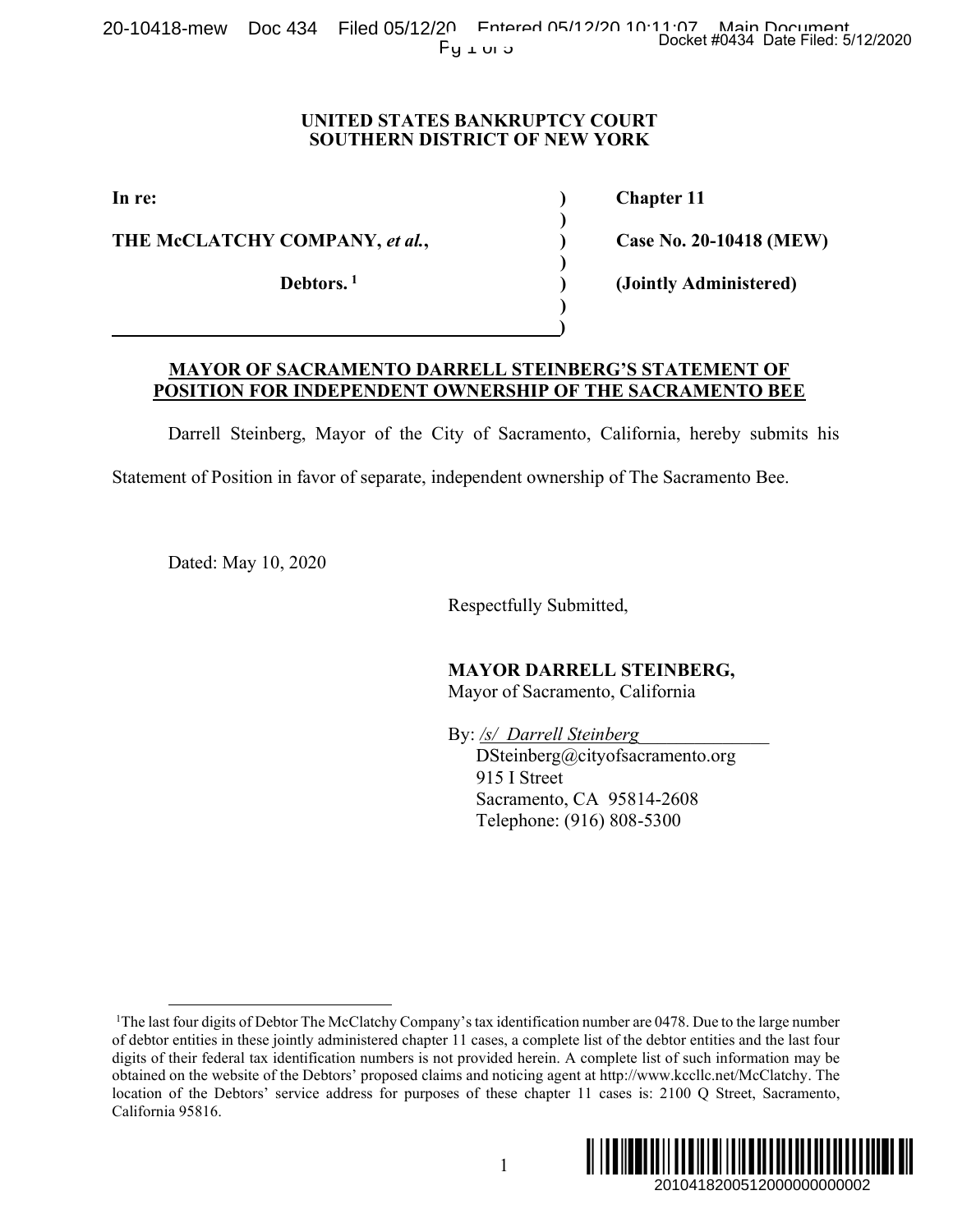**UNITED STATES BANKRUPTCY COURT**
**SOUTHERN DISTRICT OF NEW YORK**

| | | |
|---|---|---|
| **In re:** | ) | **Chapter 11** |
| | ) | |
| **THE McCLATCHY COMPANY,** ***et al.*****,** | ) | **Case No. 20-10418 (MEW)** |
| | ) | |
| **Debtors.** [1] | ) | **(Jointly Administered)** |
| | ) | |

# MAYOR OF SACRAMENTO DARRELL STEINBERG'S STATEMENT OF POSITION FOR INDEPENDENT OWNERSHIP OF THE SACRAMENTO BEE

Darrell Steinberg, Mayor of the City of Sacramento, California, hereby submits his Statement of Position in favor of separate, independent ownership of The Sacramento Bee.

Dated: May 10, 2020

Respectfully Submitted,

**MAYOR DARRELL STEINBERG,**
Mayor of Sacramento, California

By: */s/ Darrell Steinberg*
DSteinberg@cityofsacramento.org
915 I Street
Sacramento, CA 95814-2608
Telephone: (916) 808-5300

---

[1] The last four digits of Debtor The McClatchy Company's tax identification number are 0478. Due to the large number of debtor entities in these jointly administered chapter 11 cases, a complete list of the debtor entities and the last four digits of their federal tax identification numbers is not provided herein. A complete list of such information may be obtained on the website of the Debtors' proposed claims and noticing agent at http://www.kccllc.net/McClatchy. The location of the Debtors' service address for purposes of these chapter 11 cases is: 2100 Q Street, Sacramento, California 95816.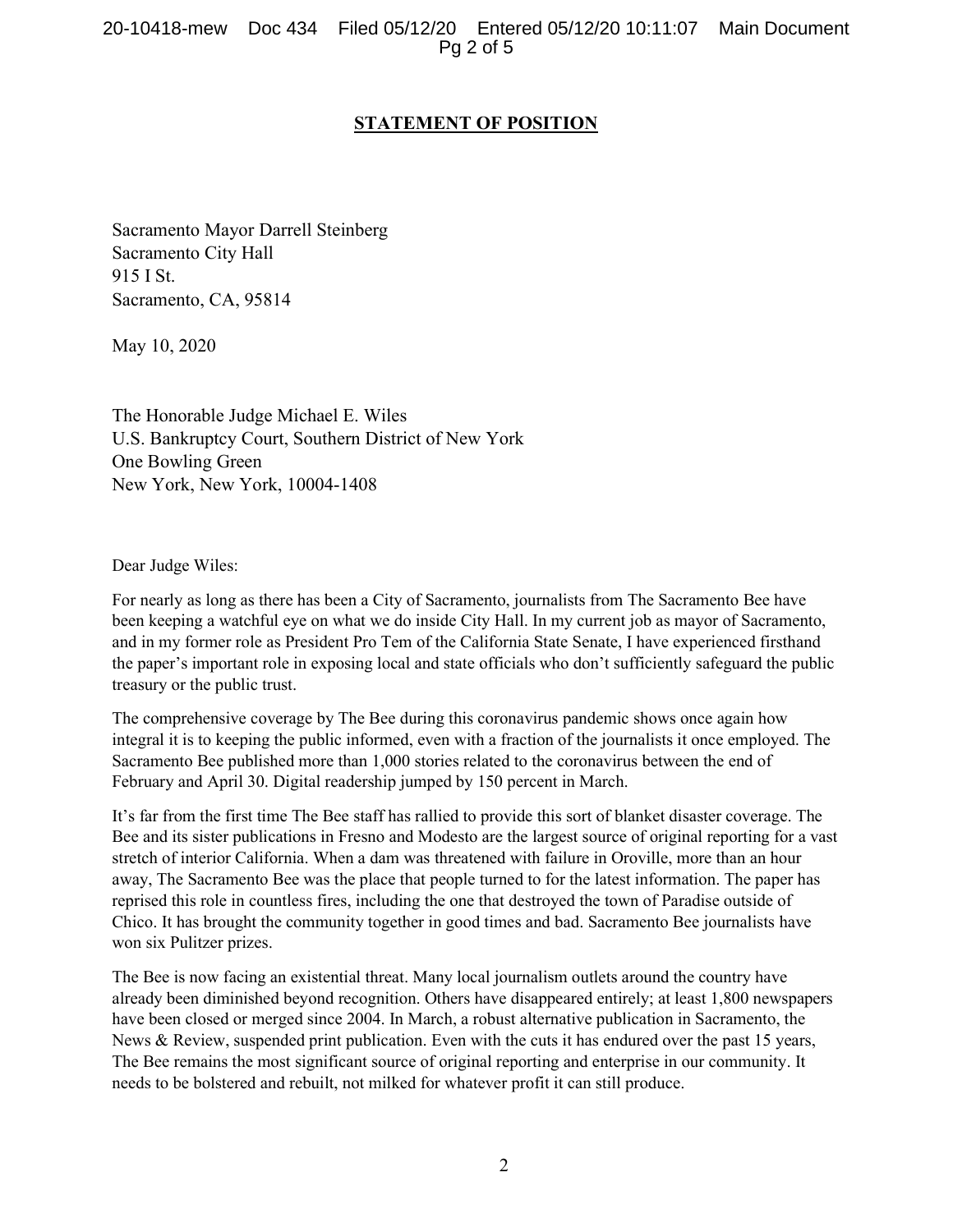## STATEMENT OF POSITION

Sacramento Mayor Darrell Steinberg
Sacramento City Hall
915 I St.
Sacramento, CA, 95814

May 10, 2020

The Honorable Judge Michael E. Wiles
U.S. Bankruptcy Court, Southern District of New York
One Bowling Green
New York, New York, 10004-1408

Dear Judge Wiles:

For nearly as long as there has been a City of Sacramento, journalists from The Sacramento Bee have been keeping a watchful eye on what we do inside City Hall. In my current job as mayor of Sacramento, and in my former role as President Pro Tem of the California State Senate, I have experienced firsthand the paper's important role in exposing local and state officials who don't sufficiently safeguard the public treasury or the public trust.

The comprehensive coverage by The Bee during this coronavirus pandemic shows once again how integral it is to keeping the public informed, even with a fraction of the journalists it once employed. The Sacramento Bee published more than 1,000 stories related to the coronavirus between the end of February and April 30. Digital readership jumped by 150 percent in March.

It's far from the first time The Bee staff has rallied to provide this sort of blanket disaster coverage. The Bee and its sister publications in Fresno and Modesto are the largest source of original reporting for a vast stretch of interior California. When a dam was threatened with failure in Oroville, more than an hour away, The Sacramento Bee was the place that people turned to for the latest information. The paper has reprised this role in countless fires, including the one that destroyed the town of Paradise outside of Chico. It has brought the community together in good times and bad. Sacramento Bee journalists have won six Pulitzer prizes.

The Bee is now facing an existential threat. Many local journalism outlets around the country have already been diminished beyond recognition. Others have disappeared entirely; at least 1,800 newspapers have been closed or merged since 2004. In March, a robust alternative publication in Sacramento, the News & Review, suspended print publication. Even with the cuts it has endured over the past 15 years, The Bee remains the most significant source of original reporting and enterprise in our community. It needs to be bolstered and rebuilt, not milked for whatever profit it can still produce.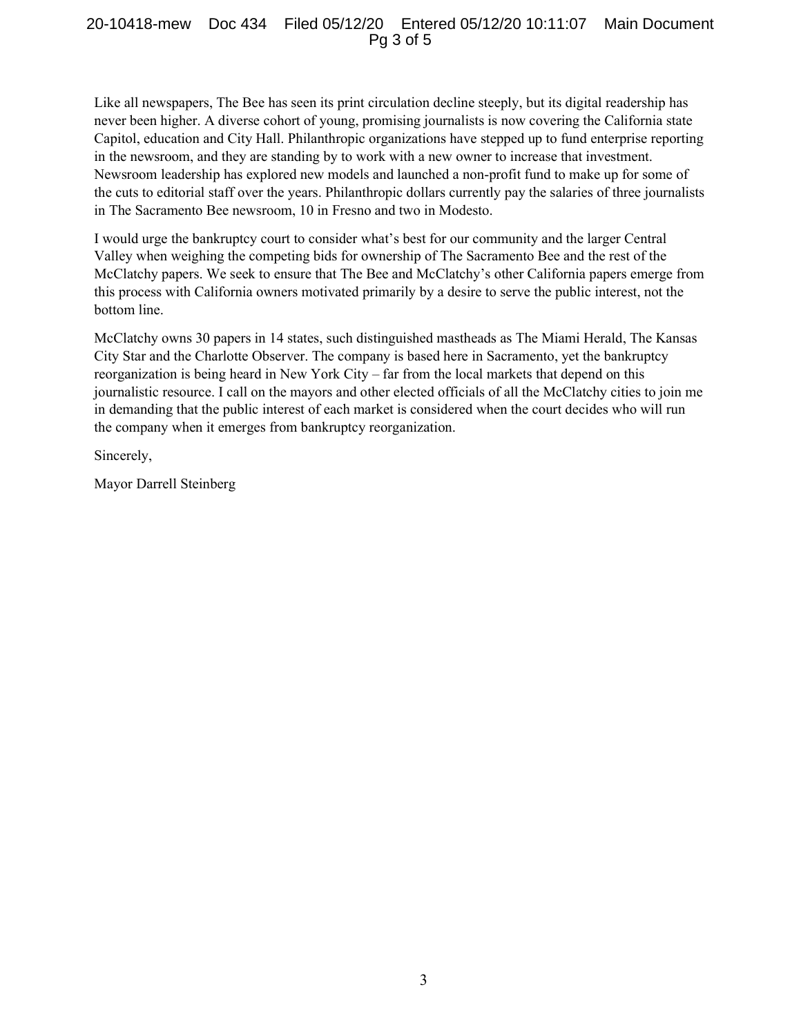Like all newspapers, The Bee has seen its print circulation decline steeply, but its digital readership has never been higher. A diverse cohort of young, promising journalists is now covering the California state Capitol, education and City Hall. Philanthropic organizations have stepped up to fund enterprise reporting in the newsroom, and they are standing by to work with a new owner to increase that investment. Newsroom leadership has explored new models and launched a non-profit fund to make up for some of the cuts to editorial staff over the years. Philanthropic dollars currently pay the salaries of three journalists in The Sacramento Bee newsroom, 10 in Fresno and two in Modesto.

I would urge the bankruptcy court to consider what's best for our community and the larger Central Valley when weighing the competing bids for ownership of The Sacramento Bee and the rest of the McClatchy papers. We seek to ensure that The Bee and McClatchy's other California papers emerge from this process with California owners motivated primarily by a desire to serve the public interest, not the bottom line.

McClatchy owns 30 papers in 14 states, such distinguished mastheads as The Miami Herald, The Kansas City Star and the Charlotte Observer. The company is based here in Sacramento, yet the bankruptcy reorganization is being heard in New York City – far from the local markets that depend on this journalistic resource. I call on the mayors and other elected officials of all the McClatchy cities to join me in demanding that the public interest of each market is considered when the court decides who will run the company when it emerges from bankruptcy reorganization.

Sincerely,

Mayor Darrell Steinberg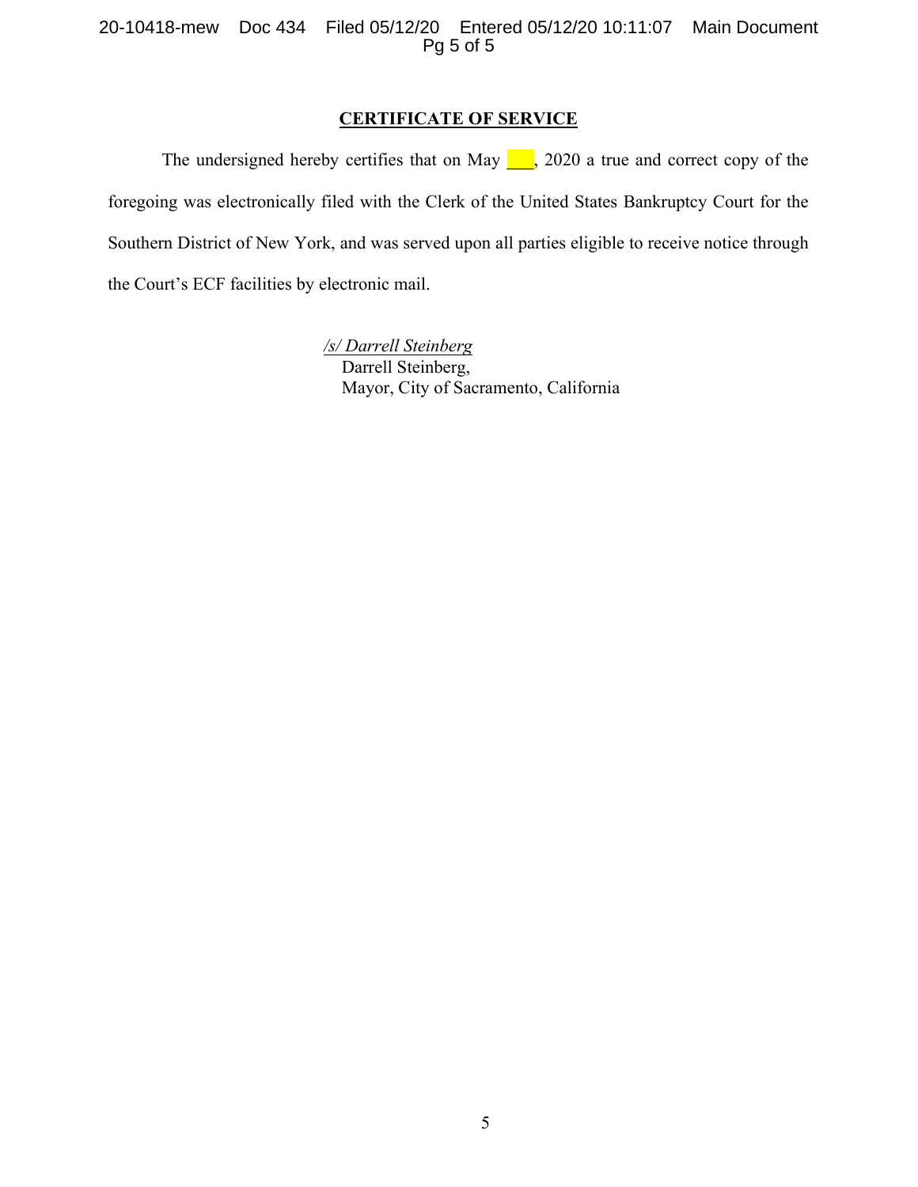# CERTIFICATE OF SERVICE

The undersigned hereby certifies that on May ___, 2020 a true and correct copy of the foregoing was electronically filed with the Clerk of the United States Bankruptcy Court for the Southern District of New York, and was served upon all parties eligible to receive notice through the Court's ECF facilities by electronic mail.

*/s/ Darrell Steinberg*
Darrell Steinberg,
Mayor, City of Sacramento, California